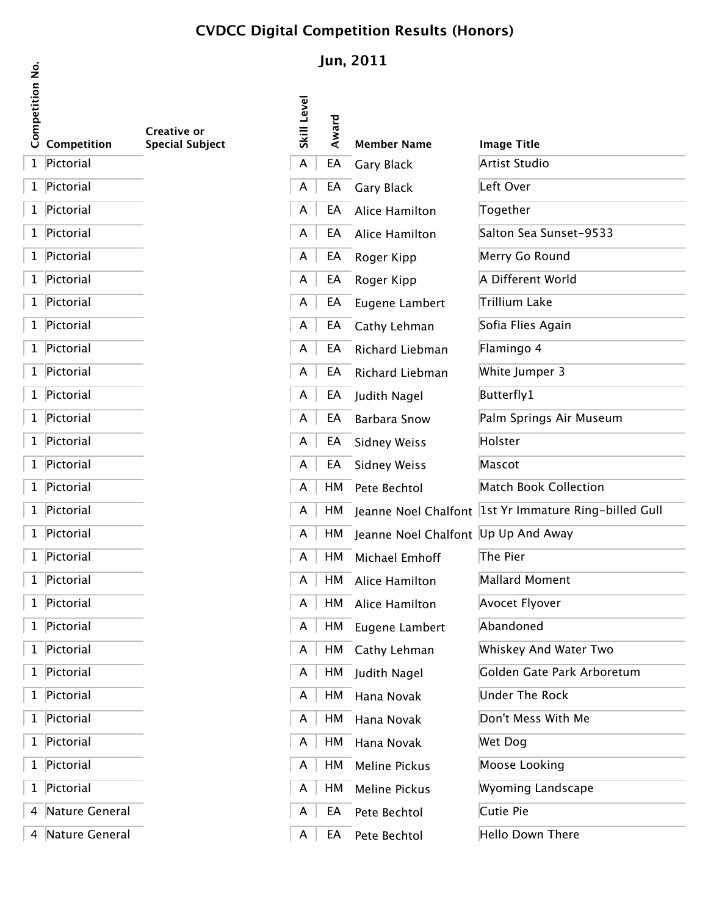# CVDCC Digital Competition Results (Honors)

## Jun, 2011

| Competition No. | Competition | Creative or Special Subject | Skill Level | Award | Member Name | Image Title |
|---|---|---|---|---|---|---|
| 1 | Pictorial | | A | EA | Gary Black | Artist Studio |
| 1 | Pictorial | | A | EA | Gary Black | Left Over |
| 1 | Pictorial | | A | EA | Alice Hamilton | Together |
| 1 | Pictorial | | A | EA | Alice Hamilton | Salton Sea Sunset-9533 |
| 1 | Pictorial | | A | EA | Roger Kipp | Merry Go Round |
| 1 | Pictorial | | A | EA | Roger Kipp | A Different World |
| 1 | Pictorial | | A | EA | Eugene Lambert | Trillium Lake |
| 1 | Pictorial | | A | EA | Cathy Lehman | Sofia Flies Again |
| 1 | Pictorial | | A | EA | Richard Liebman | Flamingo 4 |
| 1 | Pictorial | | A | EA | Richard Liebman | White Jumper 3 |
| 1 | Pictorial | | A | EA | Judith Nagel | Butterfly1 |
| 1 | Pictorial | | A | EA | Barbara Snow | Palm Springs Air Museum |
| 1 | Pictorial | | A | EA | Sidney Weiss | Holster |
| 1 | Pictorial | | A | EA | Sidney Weiss | Mascot |
| 1 | Pictorial | | A | HM | Pete Bechtol | Match Book Collection |
| 1 | Pictorial | | A | HM | Jeanne Noel Chalfont | 1st Yr Immature Ring-billed Gull |
| 1 | Pictorial | | A | HM | Jeanne Noel Chalfont | Up Up And Away |
| 1 | Pictorial | | A | HM | Michael Emhoff | The Pier |
| 1 | Pictorial | | A | HM | Alice Hamilton | Mallard Moment |
| 1 | Pictorial | | A | HM | Alice Hamilton | Avocet Flyover |
| 1 | Pictorial | | A | HM | Eugene Lambert | Abandoned |
| 1 | Pictorial | | A | HM | Cathy Lehman | Whiskey And Water Two |
| 1 | Pictorial | | A | HM | Judith Nagel | Golden Gate Park Arboretum |
| 1 | Pictorial | | A | HM | Hana Novak | Under The Rock |
| 1 | Pictorial | | A | HM | Hana Novak | Don't Mess With Me |
| 1 | Pictorial | | A | HM | Hana Novak | Wet Dog |
| 1 | Pictorial | | A | HM | Meline Pickus | Moose Looking |
| 1 | Pictorial | | A | HM | Meline Pickus | Wyoming Landscape |
| 4 | Nature General | | A | EA | Pete Bechtol | Cutie Pie |
| 4 | Nature General | | A | EA | Pete Bechtol | Hello Down There |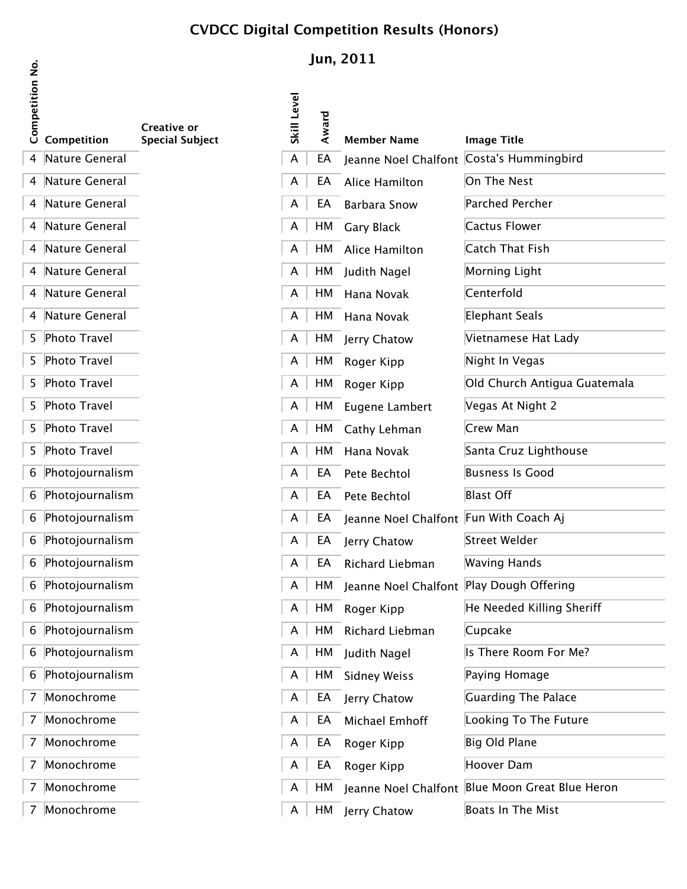# CVDCC Digital Competition Results (Honors)

## Jun, 2011

| Competition No. | Competition | Creative or Special Subject | Skill Level | Award | Member Name | Image Title |
|---|---|---|---|---|---|---|
| 4 | Nature General | | A | EA | Jeanne Noel Chalfont | Costa's Hummingbird |
| 4 | Nature General | | A | EA | Alice Hamilton | On The Nest |
| 4 | Nature General | | A | EA | Barbara Snow | Parched Percher |
| 4 | Nature General | | A | HM | Gary Black | Cactus Flower |
| 4 | Nature General | | A | HM | Alice Hamilton | Catch That Fish |
| 4 | Nature General | | A | HM | Judith Nagel | Morning Light |
| 4 | Nature General | | A | HM | Hana Novak | Centerfold |
| 4 | Nature General | | A | HM | Hana Novak | Elephant Seals |
| 5 | Photo Travel | | A | HM | Jerry Chatow | Vietnamese Hat Lady |
| 5 | Photo Travel | | A | HM | Roger Kipp | Night In Vegas |
| 5 | Photo Travel | | A | HM | Roger Kipp | Old Church Antigua Guatemala |
| 5 | Photo Travel | | A | HM | Eugene Lambert | Vegas At Night 2 |
| 5 | Photo Travel | | A | HM | Cathy Lehman | Crew Man |
| 5 | Photo Travel | | A | HM | Hana Novak | Santa Cruz Lighthouse |
| 6 | Photojournalism | | A | EA | Pete Bechtol | Busness Is Good |
| 6 | Photojournalism | | A | EA | Pete Bechtol | Blast Off |
| 6 | Photojournalism | | A | EA | Jeanne Noel Chalfont | Fun With Coach Aj |
| 6 | Photojournalism | | A | EA | Jerry Chatow | Street Welder |
| 6 | Photojournalism | | A | EA | Richard Liebman | Waving Hands |
| 6 | Photojournalism | | A | HM | Jeanne Noel Chalfont | Play Dough Offering |
| 6 | Photojournalism | | A | HM | Roger Kipp | He Needed Killing Sheriff |
| 6 | Photojournalism | | A | HM | Richard Liebman | Cupcake |
| 6 | Photojournalism | | A | HM | Judith Nagel | Is There Room For Me? |
| 6 | Photojournalism | | A | HM | Sidney Weiss | Paying Homage |
| 7 | Monochrome | | A | EA | Jerry Chatow | Guarding The Palace |
| 7 | Monochrome | | A | EA | Michael Emhoff | Looking To The Future |
| 7 | Monochrome | | A | EA | Roger Kipp | Big Old Plane |
| 7 | Monochrome | | A | EA | Roger Kipp | Hoover Dam |
| 7 | Monochrome | | A | HM | Jeanne Noel Chalfont | Blue Moon Great Blue Heron |
| 7 | Monochrome | | A | HM | Jerry Chatow | Boats In The Mist |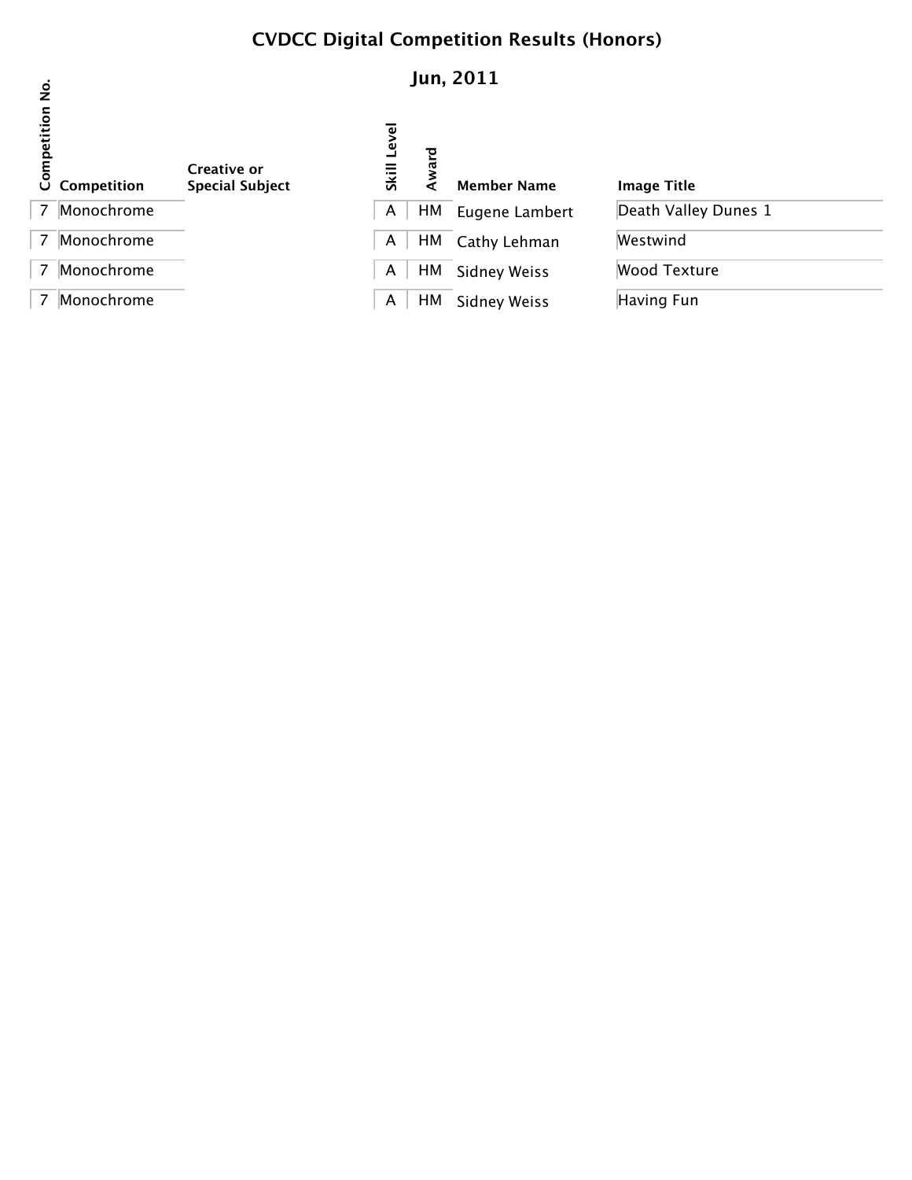# CVDCC Digital Competition Results (Honors)

## Jun, 2011

| Competition No. | Competition | Creative or Special Subject | Skill Level | Award | Member Name | Image Title |
|---|---|---|---|---|---|---|
| 7 | Monochrome | | A | HM | Eugene Lambert | Death Valley Dunes 1 |
| 7 | Monochrome | | A | HM | Cathy Lehman | Westwind |
| 7 | Monochrome | | A | HM | Sidney Weiss | Wood Texture |
| 7 | Monochrome | | A | HM | Sidney Weiss | Having Fun |